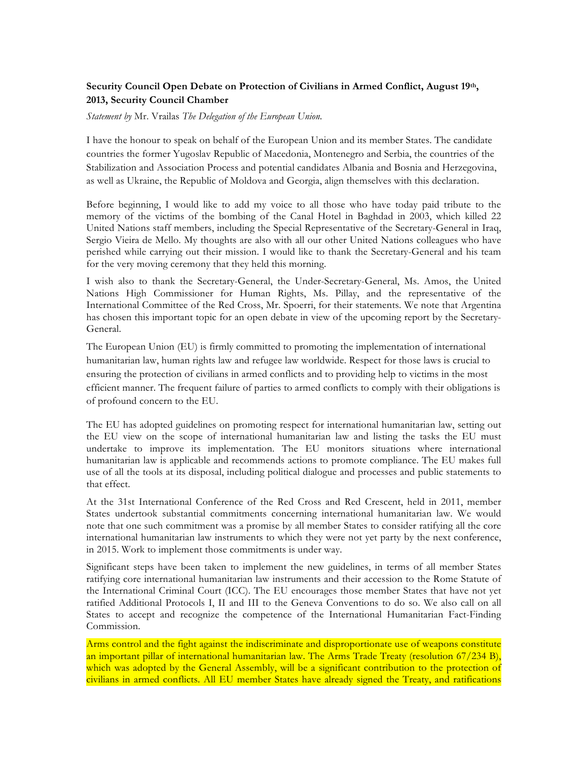**Security Council Open Debate on Protection of Civilians in Armed Conflict, August 19th, 2013, Security Council Chamber**

*Statement by* Mr. Vrailas *The Delegation of the European Union.*

I have the honour to speak on behalf of the European Union and its member States. The candidate countries the former Yugoslav Republic of Macedonia, Montenegro and Serbia, the countries of the Stabilization and Association Process and potential candidates Albania and Bosnia and Herzegovina, as well as Ukraine, the Republic of Moldova and Georgia, align themselves with this declaration.

Before beginning, I would like to add my voice to all those who have today paid tribute to the memory of the victims of the bombing of the Canal Hotel in Baghdad in 2003, which killed 22 United Nations staff members, including the Special Representative of the Secretary-General in Iraq, Sergio Vieira de Mello. My thoughts are also with all our other United Nations colleagues who have perished while carrying out their mission. I would like to thank the Secretary-General and his team for the very moving ceremony that they held this morning.

I wish also to thank the Secretary-General, the Under-Secretary-General, Ms. Amos, the United Nations High Commissioner for Human Rights, Ms. Pillay, and the representative of the International Committee of the Red Cross, Mr. Spoerri, for their statements. We note that Argentina has chosen this important topic for an open debate in view of the upcoming report by the Secretary-General.

The European Union (EU) is firmly committed to promoting the implementation of international humanitarian law, human rights law and refugee law worldwide. Respect for those laws is crucial to ensuring the protection of civilians in armed conflicts and to providing help to victims in the most efficient manner. The frequent failure of parties to armed conflicts to comply with their obligations is of profound concern to the EU.

The EU has adopted guidelines on promoting respect for international humanitarian law, setting out the EU view on the scope of international humanitarian law and listing the tasks the EU must undertake to improve its implementation. The EU monitors situations where international humanitarian law is applicable and recommends actions to promote compliance. The EU makes full use of all the tools at its disposal, including political dialogue and processes and public statements to that effect.

At the 31st International Conference of the Red Cross and Red Crescent, held in 2011, member States undertook substantial commitments concerning international humanitarian law. We would note that one such commitment was a promise by all member States to consider ratifying all the core international humanitarian law instruments to which they were not yet party by the next conference, in 2015. Work to implement those commitments is under way.

Significant steps have been taken to implement the new guidelines, in terms of all member States ratifying core international humanitarian law instruments and their accession to the Rome Statute of the International Criminal Court (ICC). The EU encourages those member States that have not yet ratified Additional Protocols I, II and III to the Geneva Conventions to do so. We also call on all States to accept and recognize the competence of the International Humanitarian Fact-Finding Commission.

Arms control and the fight against the indiscriminate and disproportionate use of weapons constitute an important pillar of international humanitarian law. The Arms Trade Treaty (resolution 67/234 B), which was adopted by the General Assembly, will be a significant contribution to the protection of civilians in armed conflicts. All EU member States have already signed the Treaty, and ratifications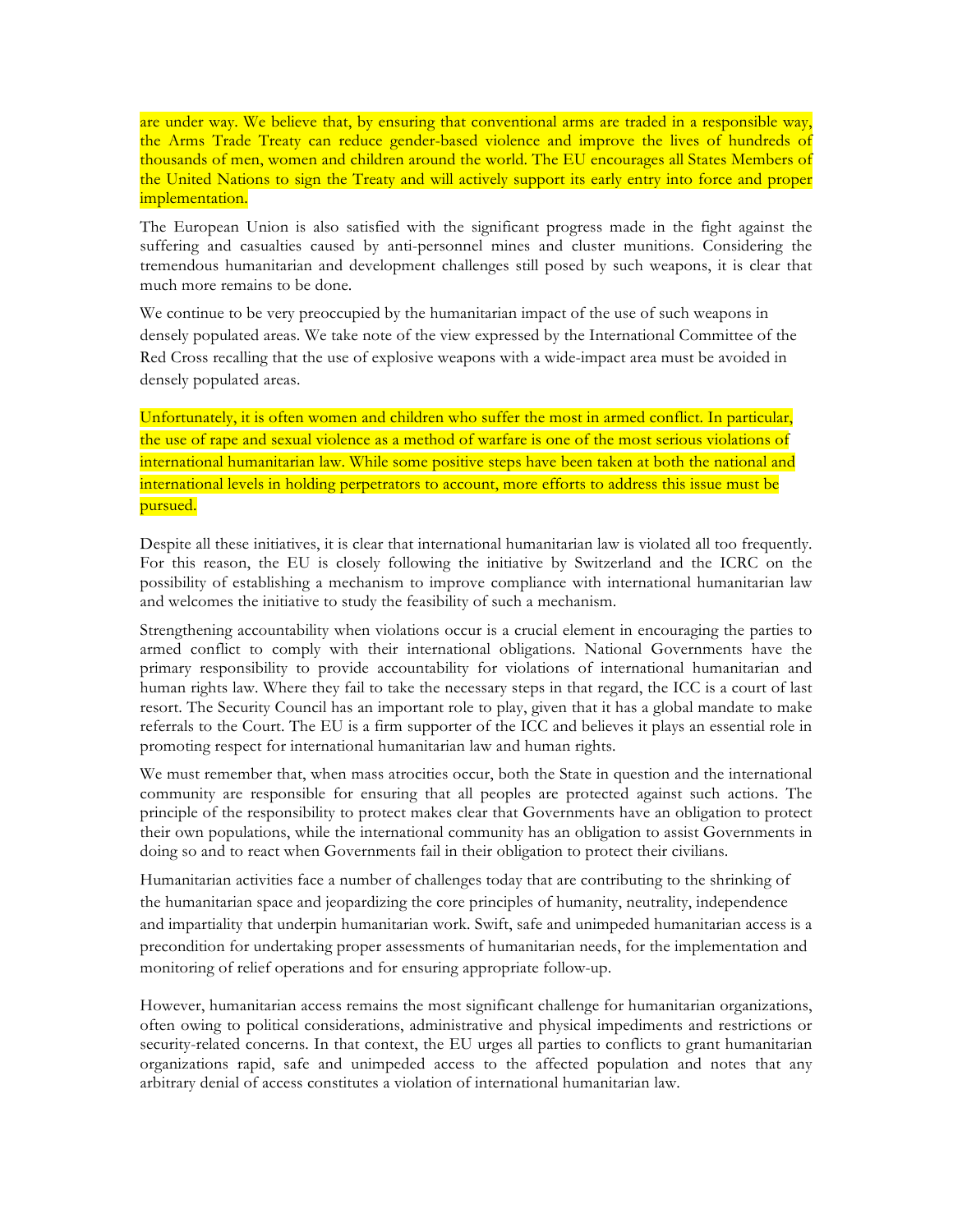are under way. We believe that, by ensuring that conventional arms are traded in a responsible way, the Arms Trade Treaty can reduce gender-based violence and improve the lives of hundreds of thousands of men, women and children around the world. The EU encourages all States Members of the United Nations to sign the Treaty and will actively support its early entry into force and proper implementation.

The European Union is also satisfied with the significant progress made in the fight against the suffering and casualties caused by anti-personnel mines and cluster munitions. Considering the tremendous humanitarian and development challenges still posed by such weapons, it is clear that much more remains to be done.

We continue to be very preoccupied by the humanitarian impact of the use of such weapons in densely populated areas. We take note of the view expressed by the International Committee of the Red Cross recalling that the use of explosive weapons with a wide-impact area must be avoided in densely populated areas.

Unfortunately, it is often women and children who suffer the most in armed conflict. In particular, the use of rape and sexual violence as a method of warfare is one of the most serious violations of international humanitarian law. While some positive steps have been taken at both the national and international levels in holding perpetrators to account, more efforts to address this issue must be pursued.

Despite all these initiatives, it is clear that international humanitarian law is violated all too frequently. For this reason, the EU is closely following the initiative by Switzerland and the ICRC on the possibility of establishing a mechanism to improve compliance with international humanitarian law and welcomes the initiative to study the feasibility of such a mechanism.

Strengthening accountability when violations occur is a crucial element in encouraging the parties to armed conflict to comply with their international obligations. National Governments have the primary responsibility to provide accountability for violations of international humanitarian and human rights law. Where they fail to take the necessary steps in that regard, the ICC is a court of last resort. The Security Council has an important role to play, given that it has a global mandate to make referrals to the Court. The EU is a firm supporter of the ICC and believes it plays an essential role in promoting respect for international humanitarian law and human rights.

We must remember that, when mass atrocities occur, both the State in question and the international community are responsible for ensuring that all peoples are protected against such actions. The principle of the responsibility to protect makes clear that Governments have an obligation to protect their own populations, while the international community has an obligation to assist Governments in doing so and to react when Governments fail in their obligation to protect their civilians.

Humanitarian activities face a number of challenges today that are contributing to the shrinking of the humanitarian space and jeopardizing the core principles of humanity, neutrality, independence and impartiality that underpin humanitarian work. Swift, safe and unimpeded humanitarian access is a precondition for undertaking proper assessments of humanitarian needs, for the implementation and monitoring of relief operations and for ensuring appropriate follow-up.

However, humanitarian access remains the most significant challenge for humanitarian organizations, often owing to political considerations, administrative and physical impediments and restrictions or security-related concerns. In that context, the EU urges all parties to conflicts to grant humanitarian organizations rapid, safe and unimpeded access to the affected population and notes that any arbitrary denial of access constitutes a violation of international humanitarian law.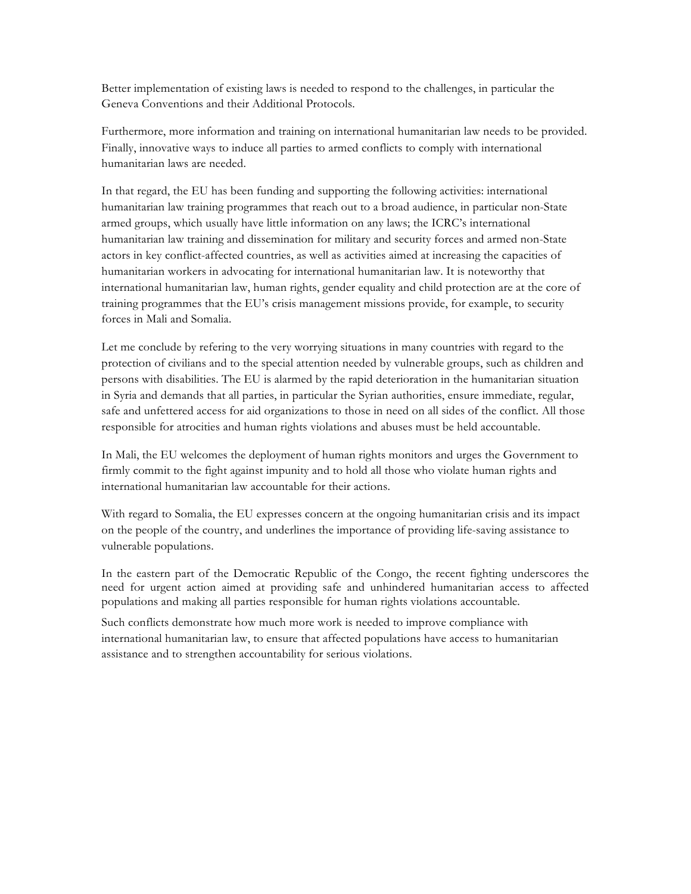Better implementation of existing laws is needed to respond to the challenges, in particular the Geneva Conventions and their Additional Protocols.

Furthermore, more information and training on international humanitarian law needs to be provided. Finally, innovative ways to induce all parties to armed conflicts to comply with international humanitarian laws are needed.

In that regard, the EU has been funding and supporting the following activities: international humanitarian law training programmes that reach out to a broad audience, in particular non-State armed groups, which usually have little information on any laws; the ICRC's international humanitarian law training and dissemination for military and security forces and armed non-State actors in key conflict-affected countries, as well as activities aimed at increasing the capacities of humanitarian workers in advocating for international humanitarian law. It is noteworthy that international humanitarian law, human rights, gender equality and child protection are at the core of training programmes that the EU's crisis management missions provide, for example, to security forces in Mali and Somalia.

Let me conclude by refering to the very worrying situations in many countries with regard to the protection of civilians and to the special attention needed by vulnerable groups, such as children and persons with disabilities. The EU is alarmed by the rapid deterioration in the humanitarian situation in Syria and demands that all parties, in particular the Syrian authorities, ensure immediate, regular, safe and unfettered access for aid organizations to those in need on all sides of the conflict. All those responsible for atrocities and human rights violations and abuses must be held accountable.

In Mali, the EU welcomes the deployment of human rights monitors and urges the Government to firmly commit to the fight against impunity and to hold all those who violate human rights and international humanitarian law accountable for their actions.

With regard to Somalia, the EU expresses concern at the ongoing humanitarian crisis and its impact on the people of the country, and underlines the importance of providing life-saving assistance to vulnerable populations.

In the eastern part of the Democratic Republic of the Congo, the recent fighting underscores the need for urgent action aimed at providing safe and unhindered humanitarian access to affected populations and making all parties responsible for human rights violations accountable.

Such conflicts demonstrate how much more work is needed to improve compliance with international humanitarian law, to ensure that affected populations have access to humanitarian assistance and to strengthen accountability for serious violations.